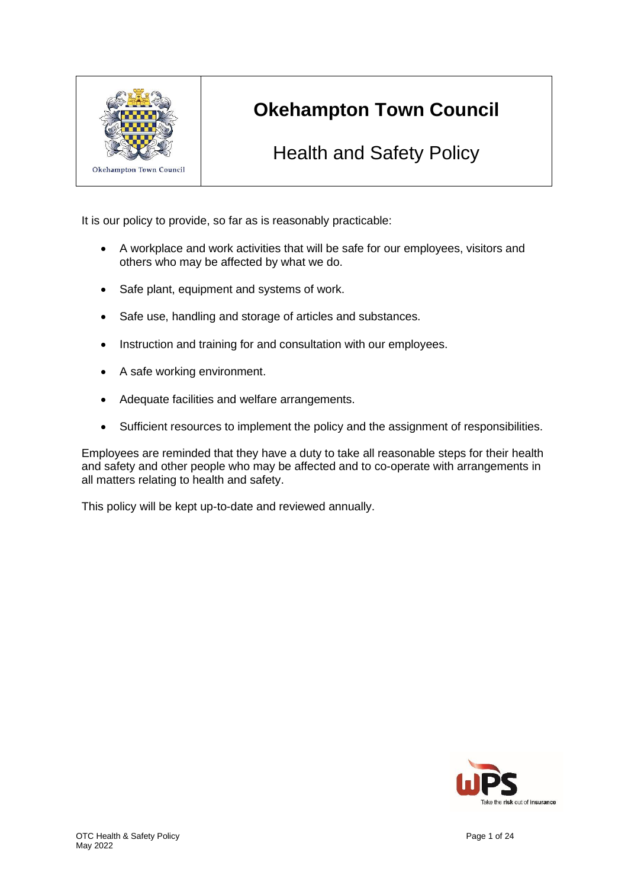# Okehampton Town Council

## Health and Safety Policy

It is our policy to provide, so far as is reasonably practicable:

- A workplace and work activities that will be safe for our employees, visitors and others who may be affected by what we do.
- Safe plant, equipment and systems of work.
- Safe use, handling and storage of articles and substances.
- Instruction and training for and consultation with our employees.
- A safe working environment.
- Adequate facilities and welfare arrangements.
- Sufficient resources to implement the policy and the assignment of responsibilities.

Employees are reminded that they have a duty to take all reasonable steps for their health and safety and other people who may be affected and to co-operate with arrangements in all matters relating to health and safety.

This policy will be kept up-to-date and reviewed annually.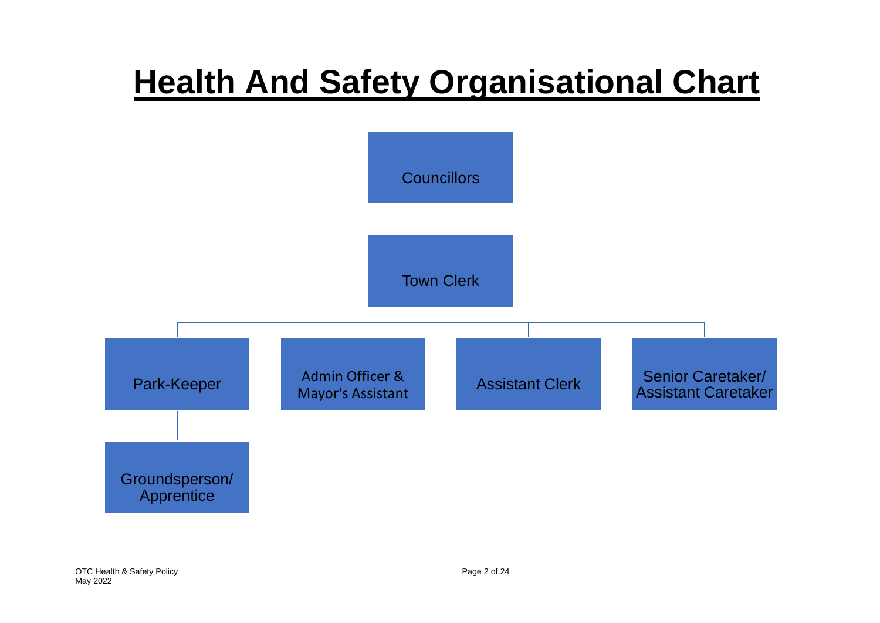# Health And Safety Organisational Chart

- Councillors
  - Town Clerk
    - Park-Keeper
      - Groundsperson/ Apprentice
    - Admin Officer & Mayor's Assistant
    - Assistant Clerk
    - Senior Caretaker/ Assistant Caretaker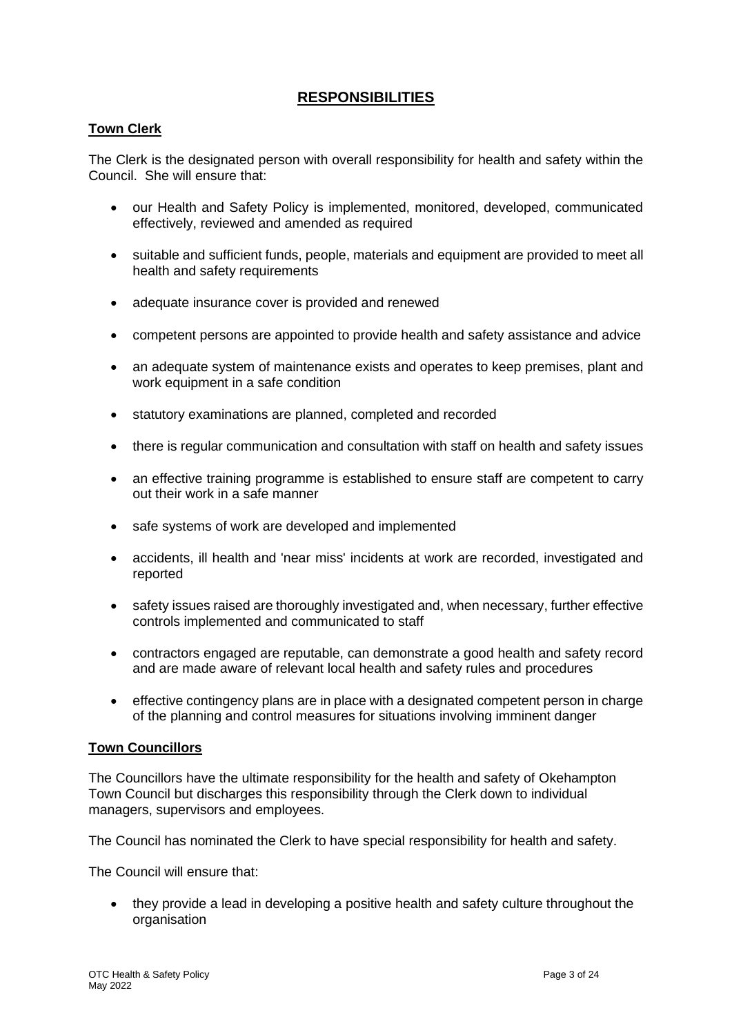## RESPONSIBILITIES

### Town Clerk

The Clerk is the designated person with overall responsibility for health and safety within the Council. She will ensure that:

- our Health and Safety Policy is implemented, monitored, developed, communicated effectively, reviewed and amended as required
- suitable and sufficient funds, people, materials and equipment are provided to meet all health and safety requirements
- adequate insurance cover is provided and renewed
- competent persons are appointed to provide health and safety assistance and advice
- an adequate system of maintenance exists and operates to keep premises, plant and work equipment in a safe condition
- statutory examinations are planned, completed and recorded
- there is regular communication and consultation with staff on health and safety issues
- an effective training programme is established to ensure staff are competent to carry out their work in a safe manner
- safe systems of work are developed and implemented
- accidents, ill health and 'near miss' incidents at work are recorded, investigated and reported
- safety issues raised are thoroughly investigated and, when necessary, further effective controls implemented and communicated to staff
- contractors engaged are reputable, can demonstrate a good health and safety record and are made aware of relevant local health and safety rules and procedures
- effective contingency plans are in place with a designated competent person in charge of the planning and control measures for situations involving imminent danger

### Town Councillors

The Councillors have the ultimate responsibility for the health and safety of Okehampton Town Council but discharges this responsibility through the Clerk down to individual managers, supervisors and employees.

The Council has nominated the Clerk to have special responsibility for health and safety.

The Council will ensure that:

- they provide a lead in developing a positive health and safety culture throughout the organisation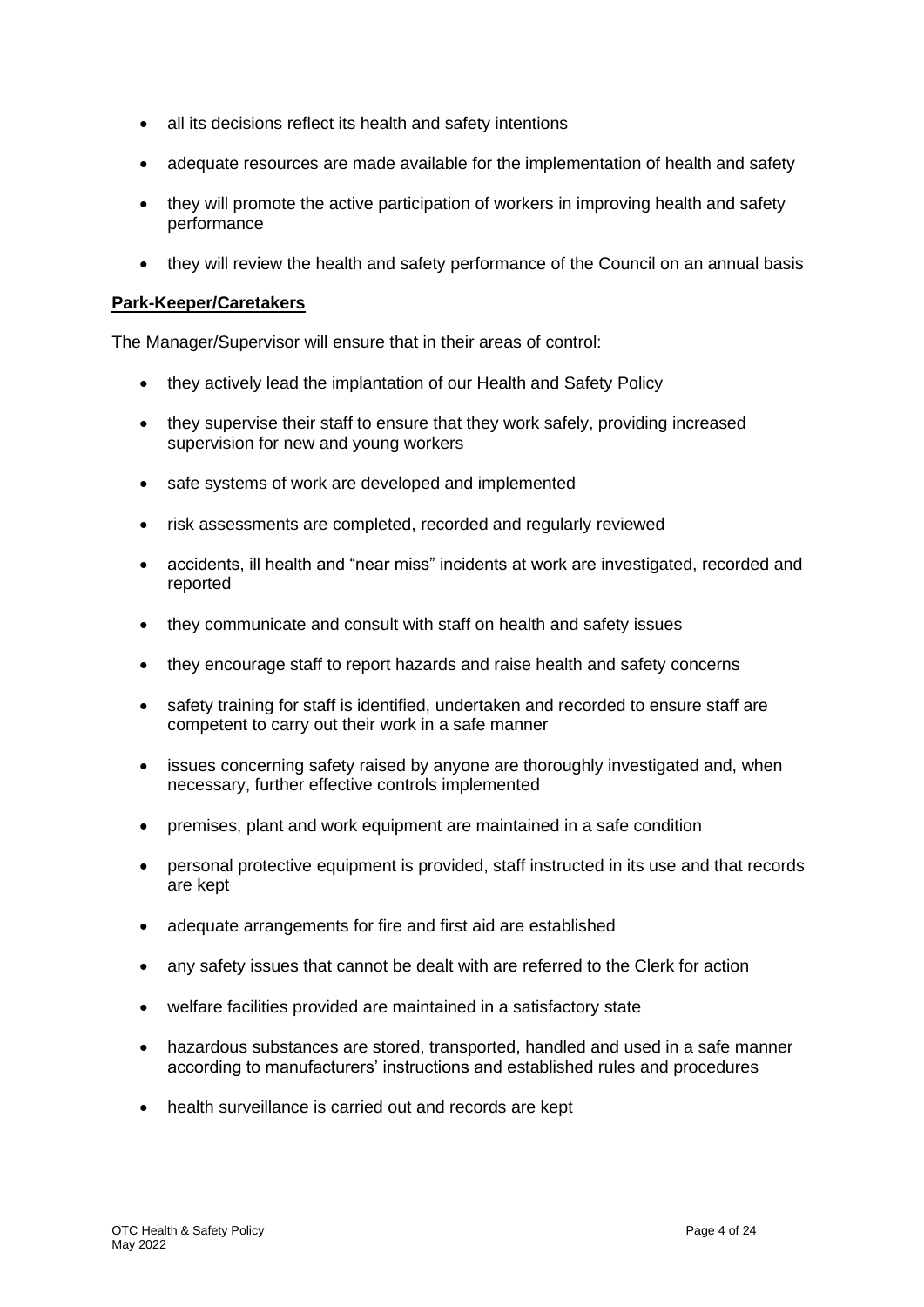- all its decisions reflect its health and safety intentions
- adequate resources are made available for the implementation of health and safety
- they will promote the active participation of workers in improving health and safety performance
- they will review the health and safety performance of the Council on an annual basis

**Park-Keeper/Caretakers**

The Manager/Supervisor will ensure that in their areas of control:

- they actively lead the implantation of our Health and Safety Policy
- they supervise their staff to ensure that they work safely, providing increased supervision for new and young workers
- safe systems of work are developed and implemented
- risk assessments are completed, recorded and regularly reviewed
- accidents, ill health and "near miss" incidents at work are investigated, recorded and reported
- they communicate and consult with staff on health and safety issues
- they encourage staff to report hazards and raise health and safety concerns
- safety training for staff is identified, undertaken and recorded to ensure staff are competent to carry out their work in a safe manner
- issues concerning safety raised by anyone are thoroughly investigated and, when necessary, further effective controls implemented
- premises, plant and work equipment are maintained in a safe condition
- personal protective equipment is provided, staff instructed in its use and that records are kept
- adequate arrangements for fire and first aid are established
- any safety issues that cannot be dealt with are referred to the Clerk for action
- welfare facilities provided are maintained in a satisfactory state
- hazardous substances are stored, transported, handled and used in a safe manner according to manufacturers' instructions and established rules and procedures
- health surveillance is carried out and records are kept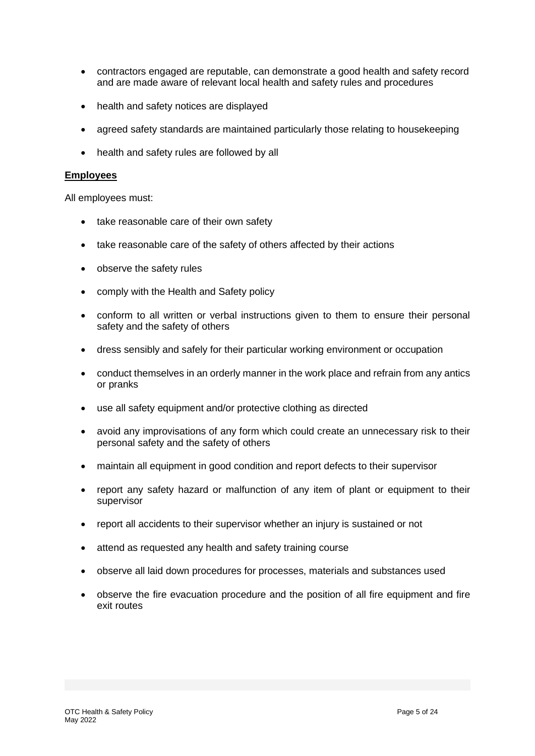- contractors engaged are reputable, can demonstrate a good health and safety record and are made aware of relevant local health and safety rules and procedures
- health and safety notices are displayed
- agreed safety standards are maintained particularly those relating to housekeeping
- health and safety rules are followed by all

**Employees**

All employees must:

- take reasonable care of their own safety
- take reasonable care of the safety of others affected by their actions
- observe the safety rules
- comply with the Health and Safety policy
- conform to all written or verbal instructions given to them to ensure their personal safety and the safety of others
- dress sensibly and safely for their particular working environment or occupation
- conduct themselves in an orderly manner in the work place and refrain from any antics or pranks
- use all safety equipment and/or protective clothing as directed
- avoid any improvisations of any form which could create an unnecessary risk to their personal safety and the safety of others
- maintain all equipment in good condition and report defects to their supervisor
- report any safety hazard or malfunction of any item of plant or equipment to their supervisor
- report all accidents to their supervisor whether an injury is sustained or not
- attend as requested any health and safety training course
- observe all laid down procedures for processes, materials and substances used
- observe the fire evacuation procedure and the position of all fire equipment and fire exit routes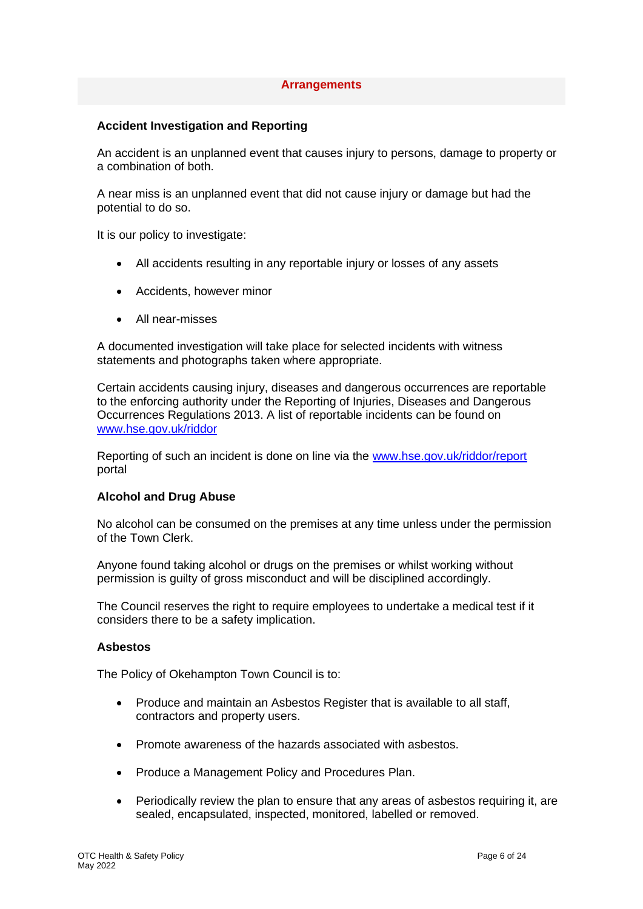## Arrangements

### Accident Investigation and Reporting

An accident is an unplanned event that causes injury to persons, damage to property or a combination of both.

A near miss is an unplanned event that did not cause injury or damage but had the potential to do so.

It is our policy to investigate:

- All accidents resulting in any reportable injury or losses of any assets
- Accidents, however minor
- All near-misses

A documented investigation will take place for selected incidents with witness statements and photographs taken where appropriate.

Certain accidents causing injury, diseases and dangerous occurrences are reportable to the enforcing authority under the Reporting of Injuries, Diseases and Dangerous Occurrences Regulations 2013. A list of reportable incidents can be found on [www.hse.gov.uk/riddor](http://www.hse.gov.uk/riddor)

Reporting of such an incident is done on line via the [www.hse.gov.uk/riddor/report](http://www.hse.gov.uk/riddor/report) portal

### Alcohol and Drug Abuse

No alcohol can be consumed on the premises at any time unless under the permission of the Town Clerk.

Anyone found taking alcohol or drugs on the premises or whilst working without permission is guilty of gross misconduct and will be disciplined accordingly.

The Council reserves the right to require employees to undertake a medical test if it considers there to be a safety implication.

### Asbestos

The Policy of Okehampton Town Council is to:

- Produce and maintain an Asbestos Register that is available to all staff, contractors and property users.
- Promote awareness of the hazards associated with asbestos.
- Produce a Management Policy and Procedures Plan.
- Periodically review the plan to ensure that any areas of asbestos requiring it, are sealed, encapsulated, inspected, monitored, labelled or removed.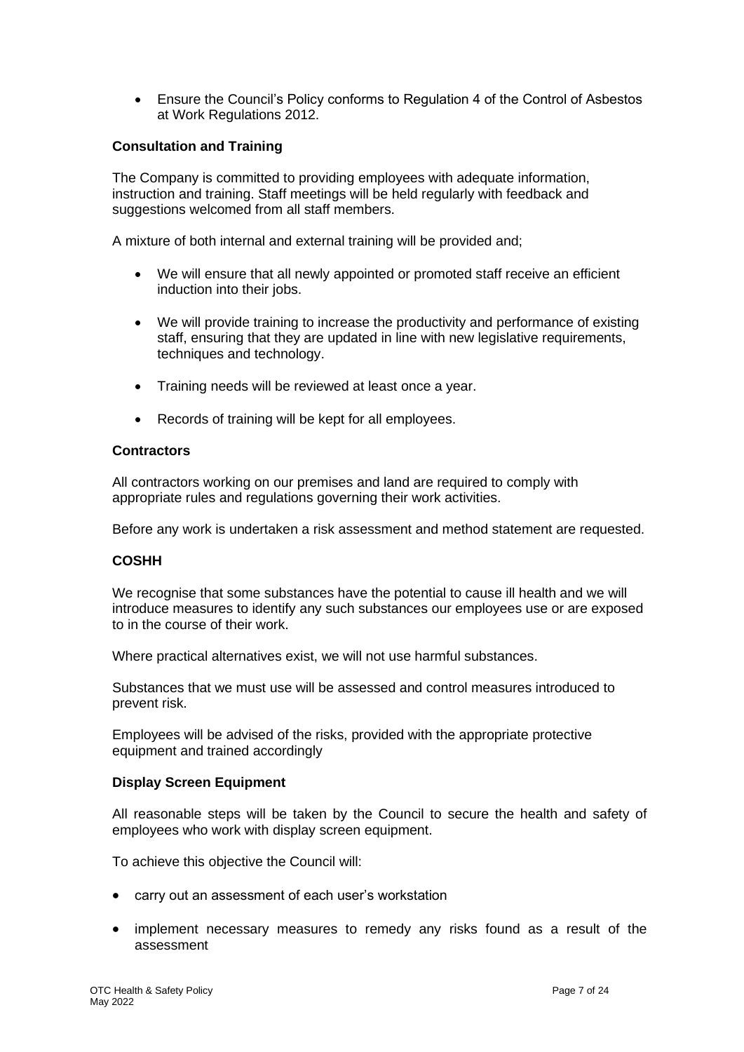- Ensure the Council's Policy conforms to Regulation 4 of the Control of Asbestos at Work Regulations 2012.

**Consultation and Training**

The Company is committed to providing employees with adequate information, instruction and training. Staff meetings will be held regularly with feedback and suggestions welcomed from all staff members.

A mixture of both internal and external training will be provided and;

- We will ensure that all newly appointed or promoted staff receive an efficient induction into their jobs.
- We will provide training to increase the productivity and performance of existing staff, ensuring that they are updated in line with new legislative requirements, techniques and technology.
- Training needs will be reviewed at least once a year.
- Records of training will be kept for all employees.

**Contractors**

All contractors working on our premises and land are required to comply with appropriate rules and regulations governing their work activities.

Before any work is undertaken a risk assessment and method statement are requested.

**COSHH**

We recognise that some substances have the potential to cause ill health and we will introduce measures to identify any such substances our employees use or are exposed to in the course of their work.

Where practical alternatives exist, we will not use harmful substances.

Substances that we must use will be assessed and control measures introduced to prevent risk.

Employees will be advised of the risks, provided with the appropriate protective equipment and trained accordingly

**Display Screen Equipment**

All reasonable steps will be taken by the Council to secure the health and safety of employees who work with display screen equipment.

To achieve this objective the Council will:

- carry out an assessment of each user's workstation
- implement necessary measures to remedy any risks found as a result of the assessment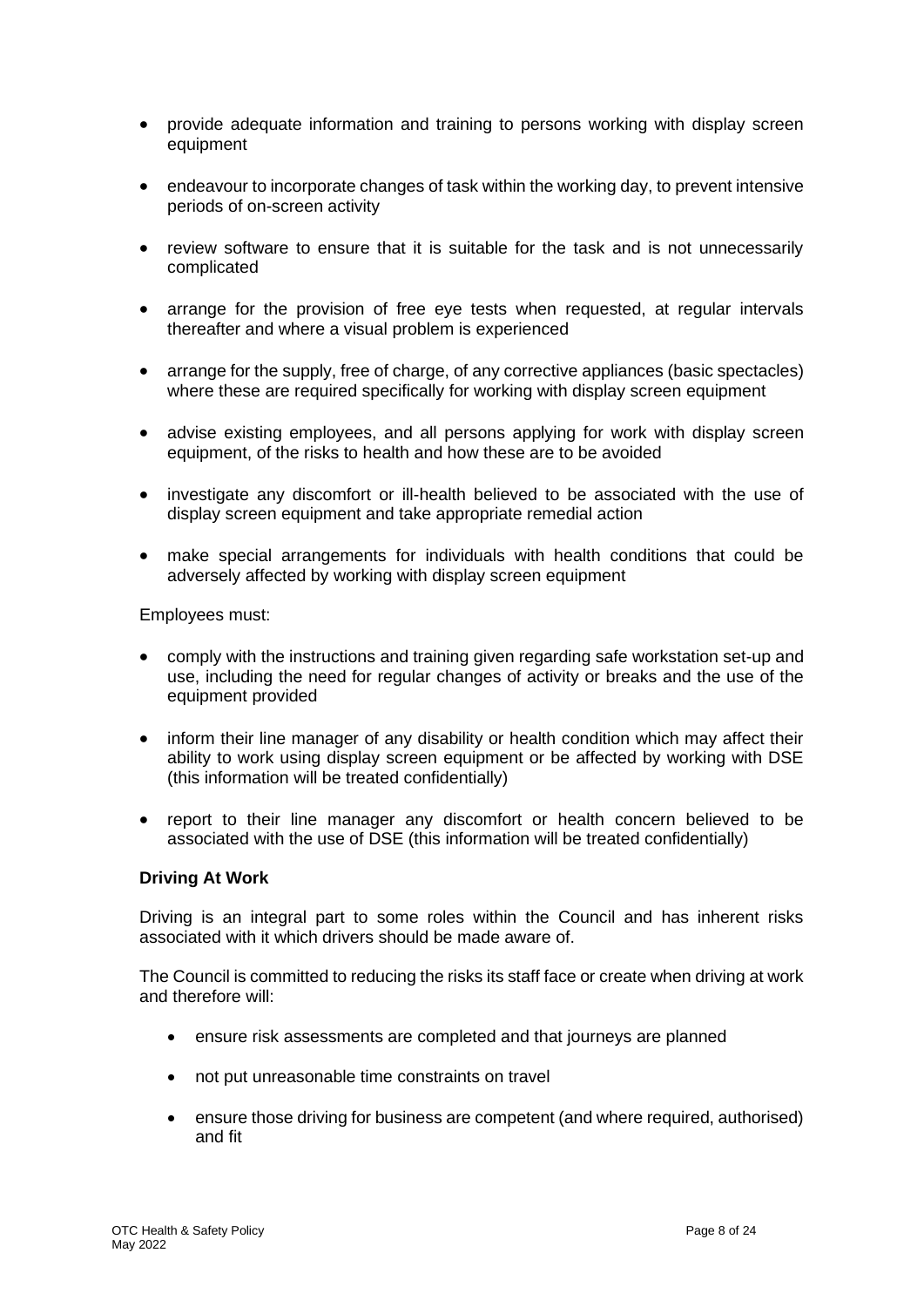- provide adequate information and training to persons working with display screen equipment
- endeavour to incorporate changes of task within the working day, to prevent intensive periods of on-screen activity
- review software to ensure that it is suitable for the task and is not unnecessarily complicated
- arrange for the provision of free eye tests when requested, at regular intervals thereafter and where a visual problem is experienced
- arrange for the supply, free of charge, of any corrective appliances (basic spectacles) where these are required specifically for working with display screen equipment
- advise existing employees, and all persons applying for work with display screen equipment, of the risks to health and how these are to be avoided
- investigate any discomfort or ill-health believed to be associated with the use of display screen equipment and take appropriate remedial action
- make special arrangements for individuals with health conditions that could be adversely affected by working with display screen equipment

Employees must:

- comply with the instructions and training given regarding safe workstation set-up and use, including the need for regular changes of activity or breaks and the use of the equipment provided
- inform their line manager of any disability or health condition which may affect their ability to work using display screen equipment or be affected by working with DSE (this information will be treated confidentially)
- report to their line manager any discomfort or health concern believed to be associated with the use of DSE (this information will be treated confidentially)

**Driving At Work**

Driving is an integral part to some roles within the Council and has inherent risks associated with it which drivers should be made aware of.

The Council is committed to reducing the risks its staff face or create when driving at work and therefore will:

- ensure risk assessments are completed and that journeys are planned
- not put unreasonable time constraints on travel
- ensure those driving for business are competent (and where required, authorised) and fit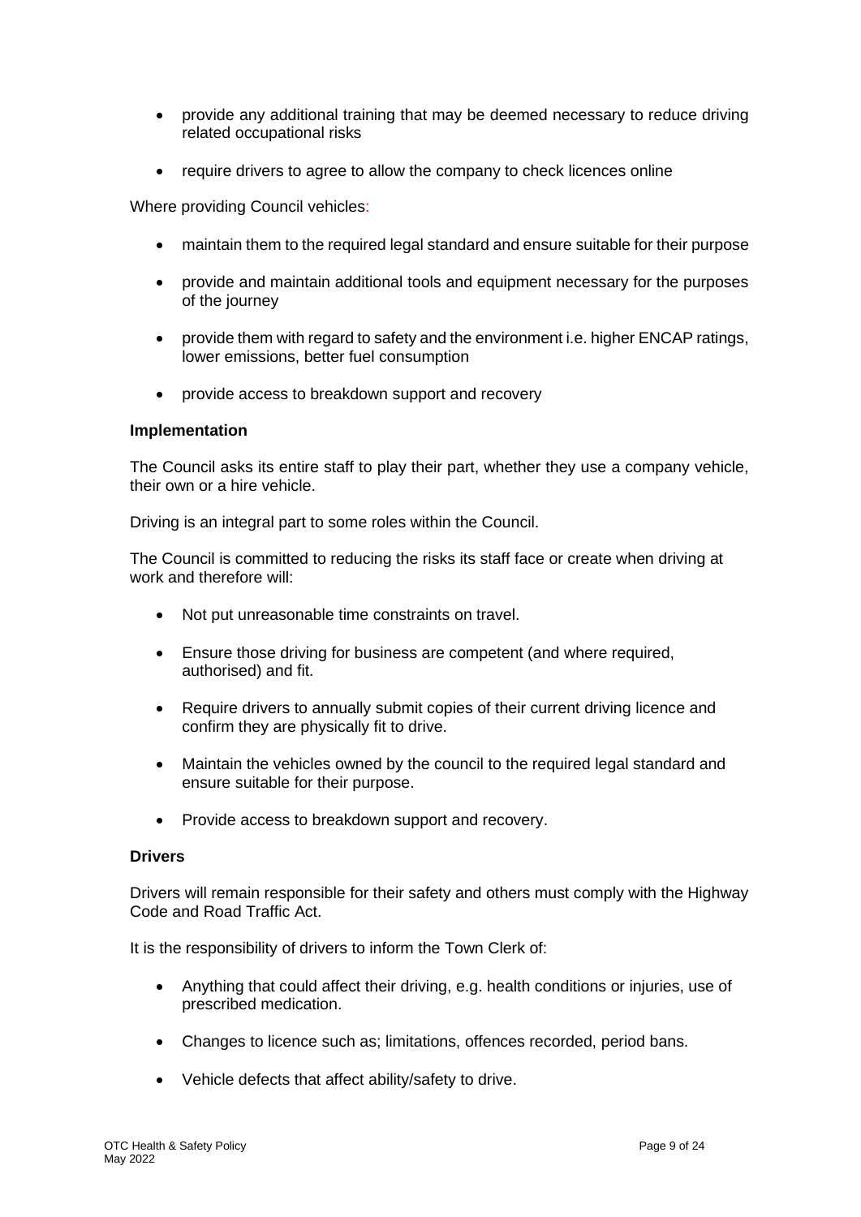- provide any additional training that may be deemed necessary to reduce driving related occupational risks
- require drivers to agree to allow the company to check licences online

Where providing Council vehicles:

- maintain them to the required legal standard and ensure suitable for their purpose
- provide and maintain additional tools and equipment necessary for the purposes of the journey
- provide them with regard to safety and the environment i.e. higher ENCAP ratings, lower emissions, better fuel consumption
- provide access to breakdown support and recovery

**Implementation**

The Council asks its entire staff to play their part, whether they use a company vehicle, their own or a hire vehicle.

Driving is an integral part to some roles within the Council.

The Council is committed to reducing the risks its staff face or create when driving at work and therefore will:

- Not put unreasonable time constraints on travel.
- Ensure those driving for business are competent (and where required, authorised) and fit.
- Require drivers to annually submit copies of their current driving licence and confirm they are physically fit to drive.
- Maintain the vehicles owned by the council to the required legal standard and ensure suitable for their purpose.
- Provide access to breakdown support and recovery.

**Drivers**

Drivers will remain responsible for their safety and others must comply with the Highway Code and Road Traffic Act.

It is the responsibility of drivers to inform the Town Clerk of:

- Anything that could affect their driving, e.g. health conditions or injuries, use of prescribed medication.
- Changes to licence such as; limitations, offences recorded, period bans.
- Vehicle defects that affect ability/safety to drive.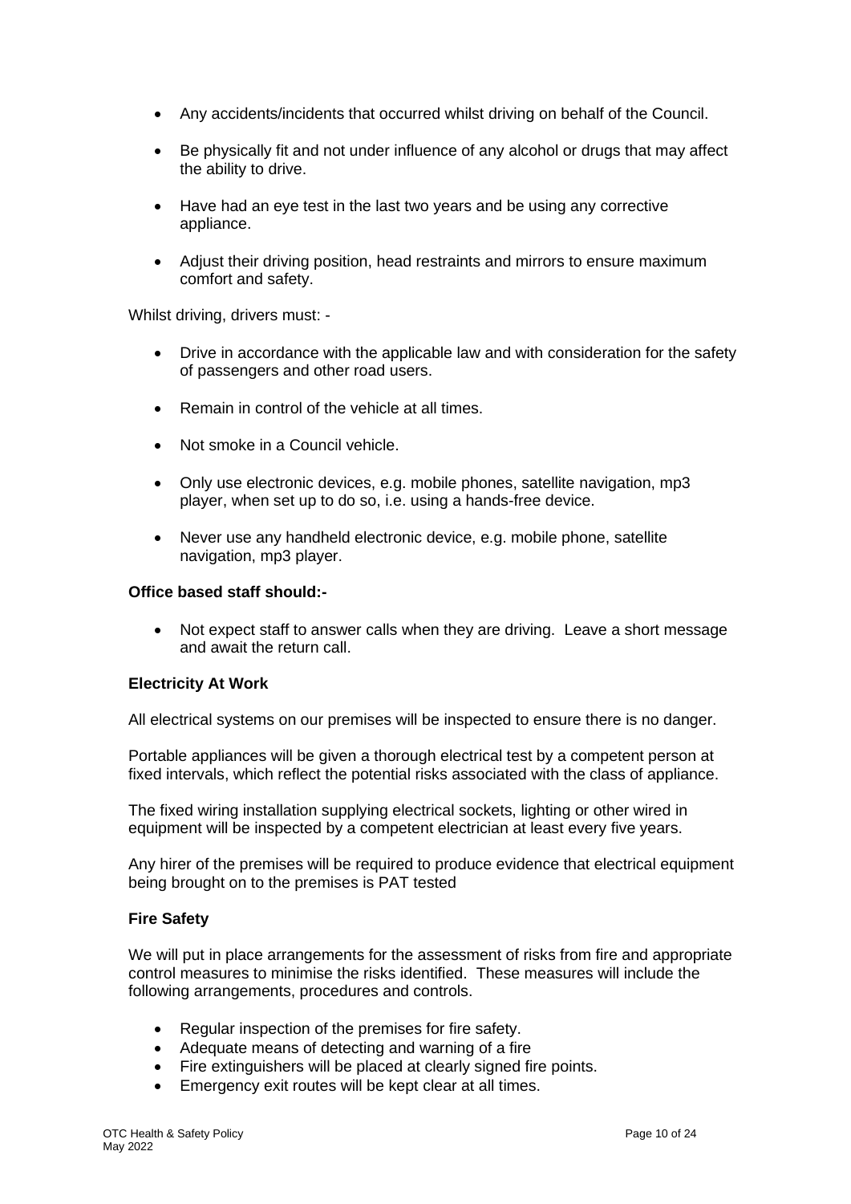- Any accidents/incidents that occurred whilst driving on behalf of the Council.

- Be physically fit and not under influence of any alcohol or drugs that may affect the ability to drive.

- Have had an eye test in the last two years and be using any corrective appliance.

- Adjust their driving position, head restraints and mirrors to ensure maximum comfort and safety.

Whilst driving, drivers must: -

- Drive in accordance with the applicable law and with consideration for the safety of passengers and other road users.

- Remain in control of the vehicle at all times.

- Not smoke in a Council vehicle.

- Only use electronic devices, e.g. mobile phones, satellite navigation, mp3 player, when set up to do so, i.e. using a hands-free device.

- Never use any handheld electronic device, e.g. mobile phone, satellite navigation, mp3 player.

**Office based staff should:-**

- Not expect staff to answer calls when they are driving. Leave a short message and await the return call.

**Electricity At Work**

All electrical systems on our premises will be inspected to ensure there is no danger.

Portable appliances will be given a thorough electrical test by a competent person at fixed intervals, which reflect the potential risks associated with the class of appliance.

The fixed wiring installation supplying electrical sockets, lighting or other wired in equipment will be inspected by a competent electrician at least every five years.

Any hirer of the premises will be required to produce evidence that electrical equipment being brought on to the premises is PAT tested

**Fire Safety**

We will put in place arrangements for the assessment of risks from fire and appropriate control measures to minimise the risks identified. These measures will include the following arrangements, procedures and controls.

- Regular inspection of the premises for fire safety.
- Adequate means of detecting and warning of a fire
- Fire extinguishers will be placed at clearly signed fire points.
- Emergency exit routes will be kept clear at all times.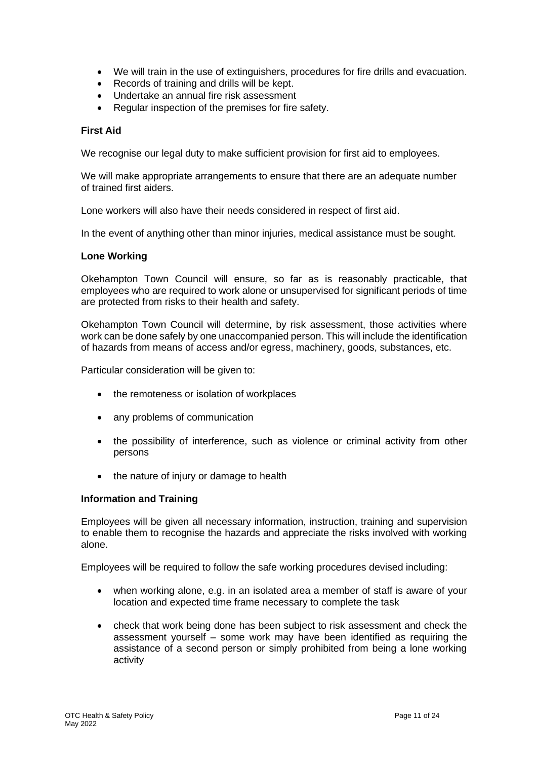- We will train in the use of extinguishers, procedures for fire drills and evacuation.
- Records of training and drills will be kept.
- Undertake an annual fire risk assessment
- Regular inspection of the premises for fire safety.

**First Aid**

We recognise our legal duty to make sufficient provision for first aid to employees.

We will make appropriate arrangements to ensure that there are an adequate number of trained first aiders.

Lone workers will also have their needs considered in respect of first aid.

In the event of anything other than minor injuries, medical assistance must be sought.

**Lone Working**

Okehampton Town Council will ensure, so far as is reasonably practicable, that employees who are required to work alone or unsupervised for significant periods of time are protected from risks to their health and safety.

Okehampton Town Council will determine, by risk assessment, those activities where work can be done safely by one unaccompanied person. This will include the identification of hazards from means of access and/or egress, machinery, goods, substances, etc.

Particular consideration will be given to:

- the remoteness or isolation of workplaces
- any problems of communication
- the possibility of interference, such as violence or criminal activity from other persons
- the nature of injury or damage to health

**Information and Training**

Employees will be given all necessary information, instruction, training and supervision to enable them to recognise the hazards and appreciate the risks involved with working alone.

Employees will be required to follow the safe working procedures devised including:

- when working alone, e.g. in an isolated area a member of staff is aware of your location and expected time frame necessary to complete the task
- check that work being done has been subject to risk assessment and check the assessment yourself – some work may have been identified as requiring the assistance of a second person or simply prohibited from being a lone working activity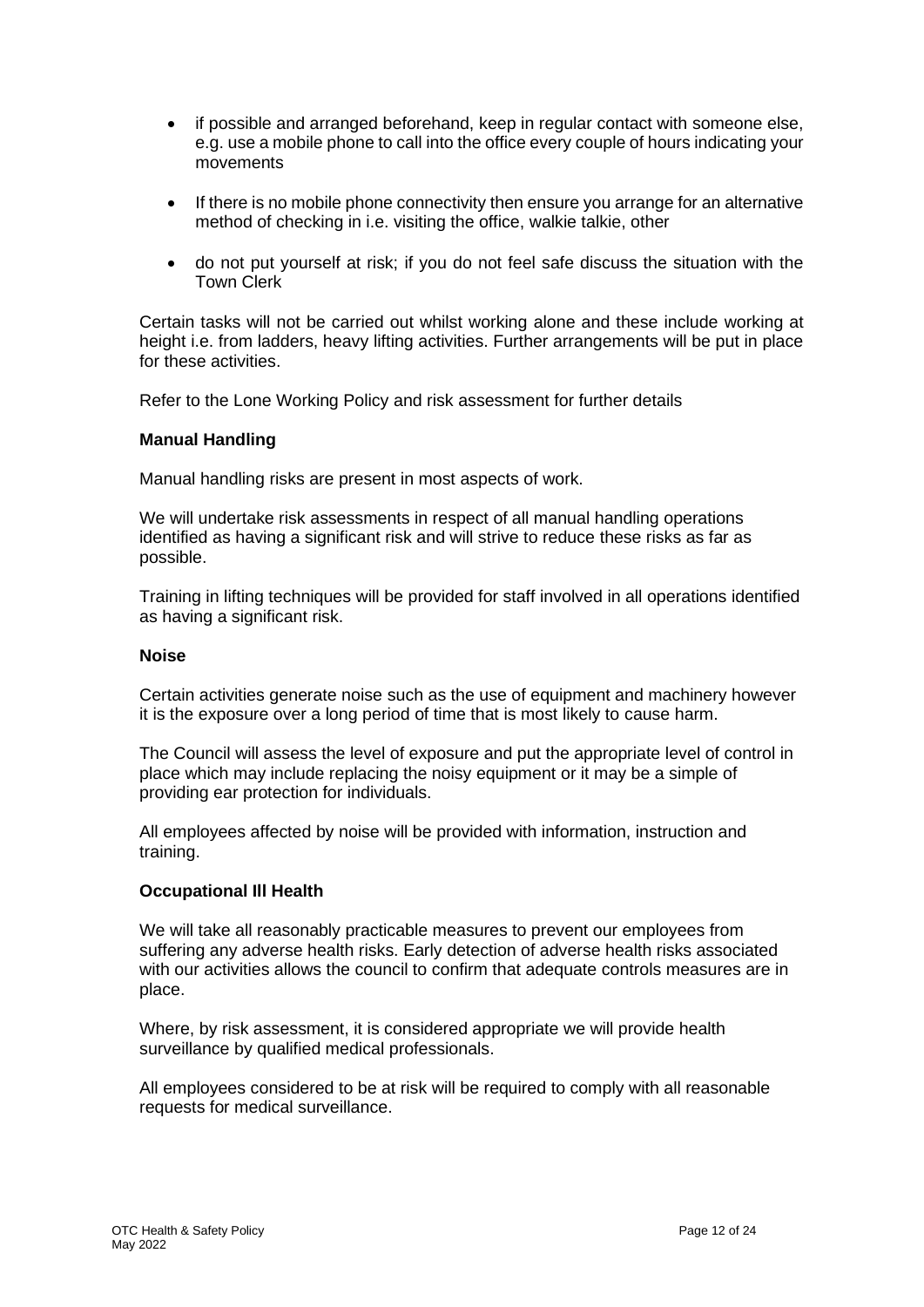- if possible and arranged beforehand, keep in regular contact with someone else, e.g. use a mobile phone to call into the office every couple of hours indicating your movements
- If there is no mobile phone connectivity then ensure you arrange for an alternative method of checking in i.e. visiting the office, walkie talkie, other
- do not put yourself at risk; if you do not feel safe discuss the situation with the Town Clerk

Certain tasks will not be carried out whilst working alone and these include working at height i.e. from ladders, heavy lifting activities. Further arrangements will be put in place for these activities.

Refer to the Lone Working Policy and risk assessment for further details

**Manual Handling**

Manual handling risks are present in most aspects of work.

We will undertake risk assessments in respect of all manual handling operations identified as having a significant risk and will strive to reduce these risks as far as possible.

Training in lifting techniques will be provided for staff involved in all operations identified as having a significant risk.

**Noise**

Certain activities generate noise such as the use of equipment and machinery however it is the exposure over a long period of time that is most likely to cause harm.

The Council will assess the level of exposure and put the appropriate level of control in place which may include replacing the noisy equipment or it may be a simple of providing ear protection for individuals.

All employees affected by noise will be provided with information, instruction and training.

**Occupational Ill Health**

We will take all reasonably practicable measures to prevent our employees from suffering any adverse health risks. Early detection of adverse health risks associated with our activities allows the council to confirm that adequate controls measures are in place.

Where, by risk assessment, it is considered appropriate we will provide health surveillance by qualified medical professionals.

All employees considered to be at risk will be required to comply with all reasonable requests for medical surveillance.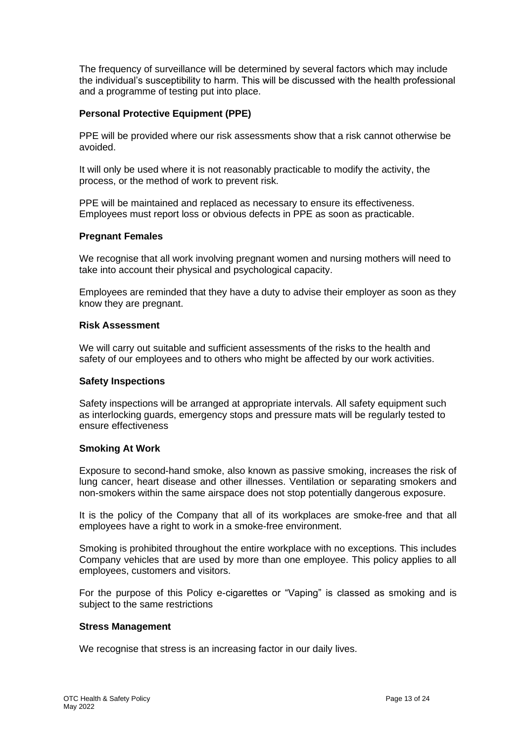The frequency of surveillance will be determined by several factors which may include the individual's susceptibility to harm. This will be discussed with the health professional and a programme of testing put into place.

**Personal Protective Equipment (PPE)**

PPE will be provided where our risk assessments show that a risk cannot otherwise be avoided.

It will only be used where it is not reasonably practicable to modify the activity, the process, or the method of work to prevent risk.

PPE will be maintained and replaced as necessary to ensure its effectiveness. Employees must report loss or obvious defects in PPE as soon as practicable.

**Pregnant Females**

We recognise that all work involving pregnant women and nursing mothers will need to take into account their physical and psychological capacity.

Employees are reminded that they have a duty to advise their employer as soon as they know they are pregnant.

**Risk Assessment**

We will carry out suitable and sufficient assessments of the risks to the health and safety of our employees and to others who might be affected by our work activities.

**Safety Inspections**

Safety inspections will be arranged at appropriate intervals. All safety equipment such as interlocking guards, emergency stops and pressure mats will be regularly tested to ensure effectiveness

**Smoking At Work**

Exposure to second-hand smoke, also known as passive smoking, increases the risk of lung cancer, heart disease and other illnesses. Ventilation or separating smokers and non-smokers within the same airspace does not stop potentially dangerous exposure.

It is the policy of the Company that all of its workplaces are smoke-free and that all employees have a right to work in a smoke-free environment.

Smoking is prohibited throughout the entire workplace with no exceptions. This includes Company vehicles that are used by more than one employee. This policy applies to all employees, customers and visitors.

For the purpose of this Policy e-cigarettes or "Vaping" is classed as smoking and is subject to the same restrictions

**Stress Management**

We recognise that stress is an increasing factor in our daily lives.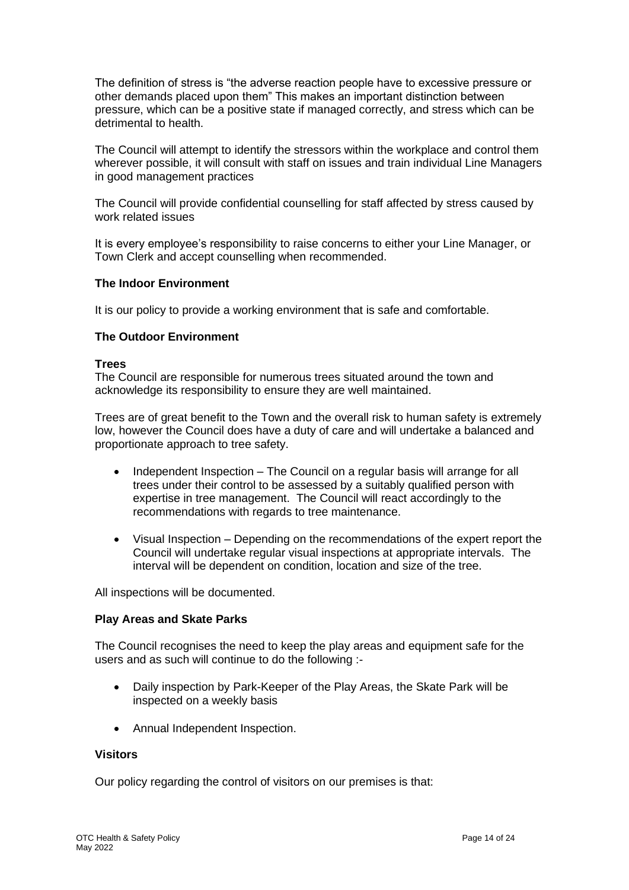The definition of stress is "the adverse reaction people have to excessive pressure or other demands placed upon them" This makes an important distinction between pressure, which can be a positive state if managed correctly, and stress which can be detrimental to health.

The Council will attempt to identify the stressors within the workplace and control them wherever possible, it will consult with staff on issues and train individual Line Managers in good management practices

The Council will provide confidential counselling for staff affected by stress caused by work related issues

It is every employee's responsibility to raise concerns to either your Line Manager, or Town Clerk and accept counselling when recommended.

**The Indoor Environment**

It is our policy to provide a working environment that is safe and comfortable.

**The Outdoor Environment**

**Trees**

The Council are responsible for numerous trees situated around the town and acknowledge its responsibility to ensure they are well maintained.

Trees are of great benefit to the Town and the overall risk to human safety is extremely low, however the Council does have a duty of care and will undertake a balanced and proportionate approach to tree safety.

- Independent Inspection – The Council on a regular basis will arrange for all trees under their control to be assessed by a suitably qualified person with expertise in tree management. The Council will react accordingly to the recommendations with regards to tree maintenance.
- Visual Inspection – Depending on the recommendations of the expert report the Council will undertake regular visual inspections at appropriate intervals. The interval will be dependent on condition, location and size of the tree.

All inspections will be documented.

**Play Areas and Skate Parks**

The Council recognises the need to keep the play areas and equipment safe for the users and as such will continue to do the following :-

- Daily inspection by Park-Keeper of the Play Areas, the Skate Park will be inspected on a weekly basis
- Annual Independent Inspection.

**Visitors**

Our policy regarding the control of visitors on our premises is that: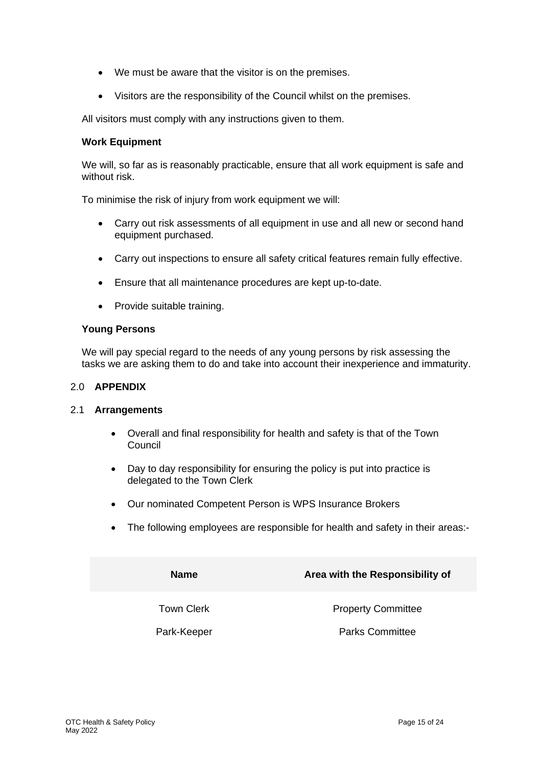- We must be aware that the visitor is on the premises.
- Visitors are the responsibility of the Council whilst on the premises.

All visitors must comply with any instructions given to them.

**Work Equipment**

We will, so far as is reasonably practicable, ensure that all work equipment is safe and without risk.

To minimise the risk of injury from work equipment we will:

- Carry out risk assessments of all equipment in use and all new or second hand equipment purchased.
- Carry out inspections to ensure all safety critical features remain fully effective.
- Ensure that all maintenance procedures are kept up-to-date.
- Provide suitable training.

**Young Persons**

We will pay special regard to the needs of any young persons by risk assessing the tasks we are asking them to do and take into account their inexperience and immaturity.

## 2.0 APPENDIX

### 2.1 Arrangements

- Overall and final responsibility for health and safety is that of the Town Council
- Day to day responsibility for ensuring the policy is put into practice is delegated to the Town Clerk
- Our nominated Competent Person is WPS Insurance Brokers
- The following employees are responsible for health and safety in their areas:-

| Name | Area with the Responsibility of |
|---|---|
| Town Clerk | Property Committee |
| Park-Keeper | Parks Committee |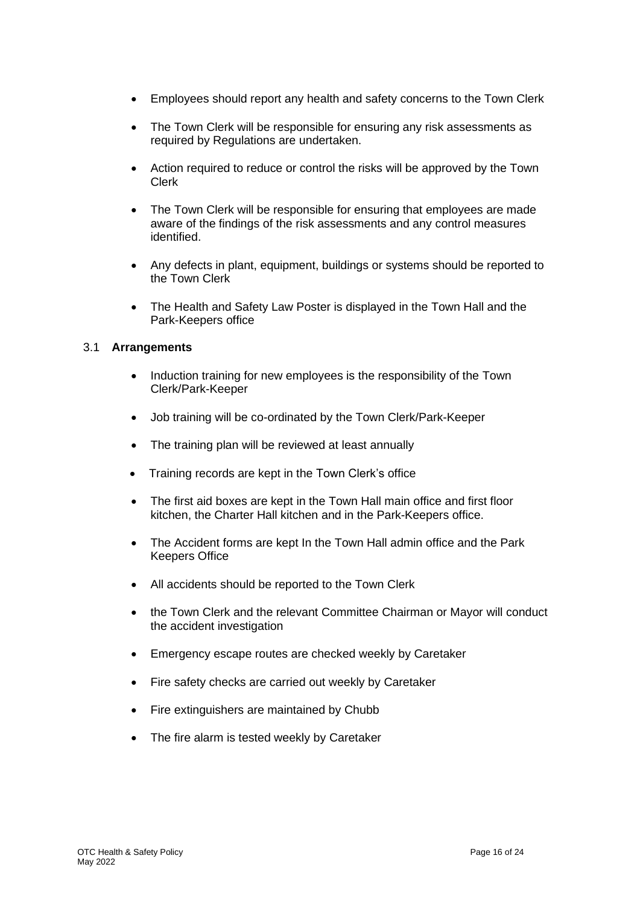- Employees should report any health and safety concerns to the Town Clerk
- The Town Clerk will be responsible for ensuring any risk assessments as required by Regulations are undertaken.
- Action required to reduce or control the risks will be approved by the Town Clerk
- The Town Clerk will be responsible for ensuring that employees are made aware of the findings of the risk assessments and any control measures identified.
- Any defects in plant, equipment, buildings or systems should be reported to the Town Clerk
- The Health and Safety Law Poster is displayed in the Town Hall and the Park-Keepers office

## 3.1 **Arrangements**

- Induction training for new employees is the responsibility of the Town Clerk/Park-Keeper
- Job training will be co-ordinated by the Town Clerk/Park-Keeper
- The training plan will be reviewed at least annually
- Training records are kept in the Town Clerk's office
- The first aid boxes are kept in the Town Hall main office and first floor kitchen, the Charter Hall kitchen and in the Park-Keepers office.
- The Accident forms are kept In the Town Hall admin office and the Park Keepers Office
- All accidents should be reported to the Town Clerk
- the Town Clerk and the relevant Committee Chairman or Mayor will conduct the accident investigation
- Emergency escape routes are checked weekly by Caretaker
- Fire safety checks are carried out weekly by Caretaker
- Fire extinguishers are maintained by Chubb
- The fire alarm is tested weekly by Caretaker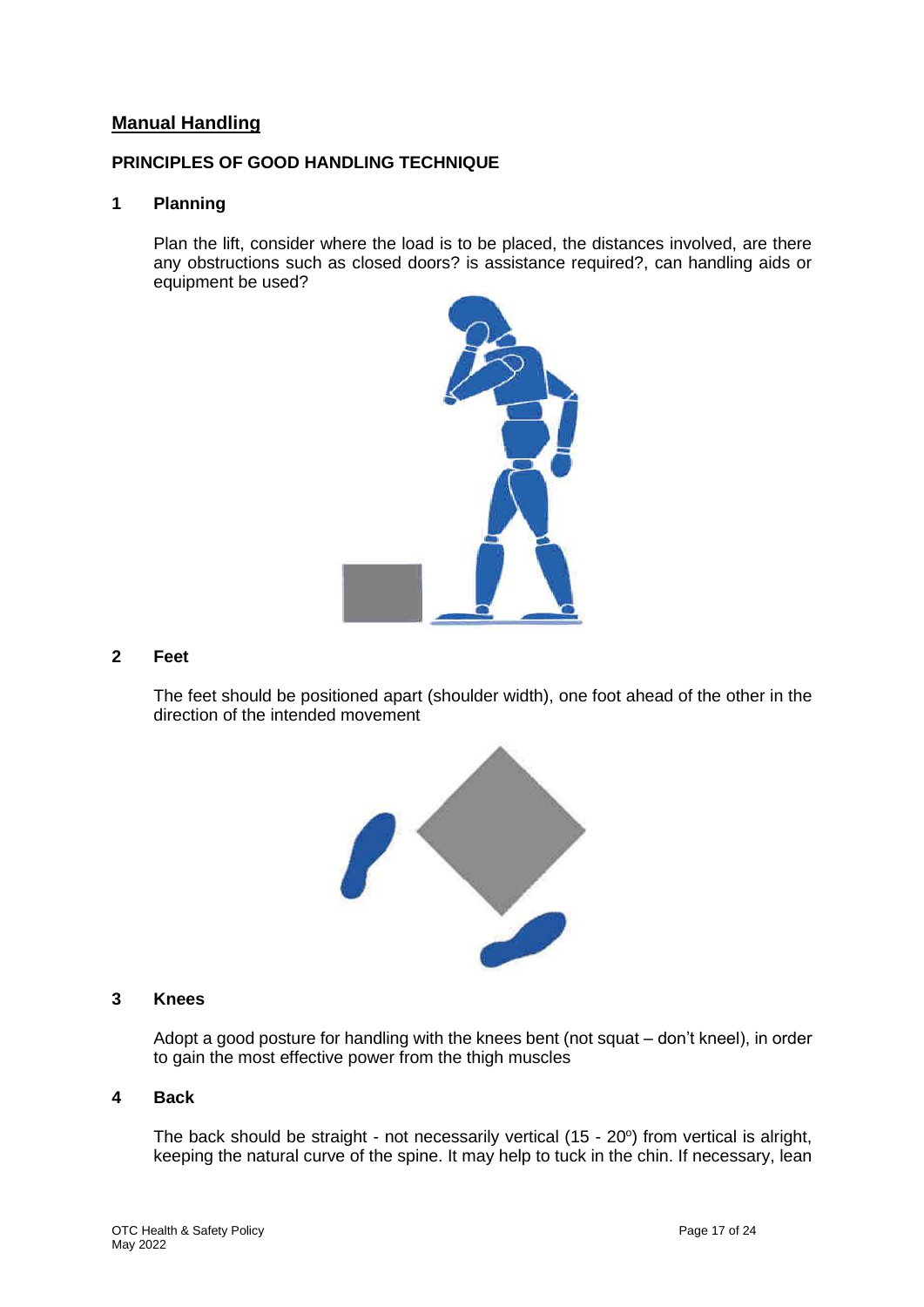## Manual Handling

### PRINCIPLES OF GOOD HANDLING TECHNIQUE

**1 Planning**

Plan the lift, consider where the load is to be placed, the distances involved, are there any obstructions such as closed doors? is assistance required?, can handling aids or equipment be used?

**2 Feet**

The feet should be positioned apart (shoulder width), one foot ahead of the other in the direction of the intended movement

**3 Knees**

Adopt a good posture for handling with the knees bent (not squat – don't kneel), in order to gain the most effective power from the thigh muscles

**4 Back**

The back should be straight - not necessarily vertical (15 - 20°) from vertical is alright, keeping the natural curve of the spine. It may help to tuck in the chin. If necessary, lean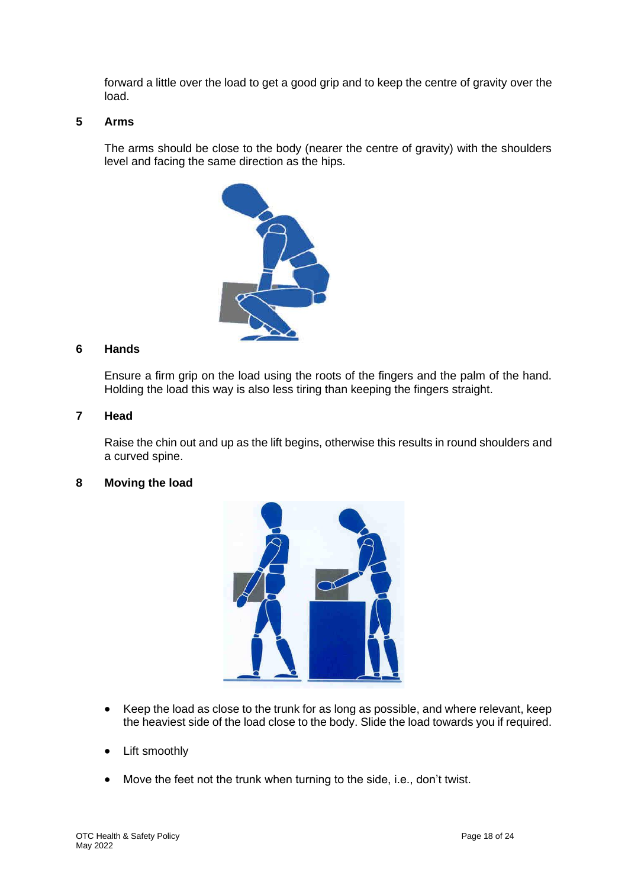forward a little over the load to get a good grip and to keep the centre of gravity over the load.

## 5 Arms

The arms should be close to the body (nearer the centre of gravity) with the shoulders level and facing the same direction as the hips.

## 6 Hands

Ensure a firm grip on the load using the roots of the fingers and the palm of the hand. Holding the load this way is also less tiring than keeping the fingers straight.

## 7 Head

Raise the chin out and up as the lift begins, otherwise this results in round shoulders and a curved spine.

## 8 Moving the load

- Keep the load as close to the trunk for as long as possible, and where relevant, keep the heaviest side of the load close to the body. Slide the load towards you if required.
- Lift smoothly
- Move the feet not the trunk when turning to the side, i.e., don't twist.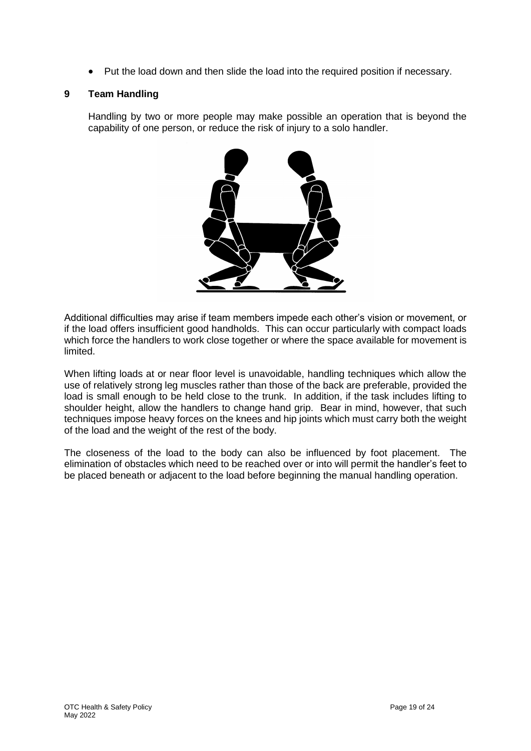- Put the load down and then slide the load into the required position if necessary.

## 9 Team Handling

Handling by two or more people may make possible an operation that is beyond the capability of one person, or reduce the risk of injury to a solo handler.

Additional difficulties may arise if team members impede each other's vision or movement, or if the load offers insufficient good handholds. This can occur particularly with compact loads which force the handlers to work close together or where the space available for movement is limited.

When lifting loads at or near floor level is unavoidable, handling techniques which allow the use of relatively strong leg muscles rather than those of the back are preferable, provided the load is small enough to be held close to the trunk. In addition, if the task includes lifting to shoulder height, allow the handlers to change hand grip. Bear in mind, however, that such techniques impose heavy forces on the knees and hip joints which must carry both the weight of the load and the weight of the rest of the body.

The closeness of the load to the body can also be influenced by foot placement. The elimination of obstacles which need to be reached over or into will permit the handler's feet to be placed beneath or adjacent to the load before beginning the manual handling operation.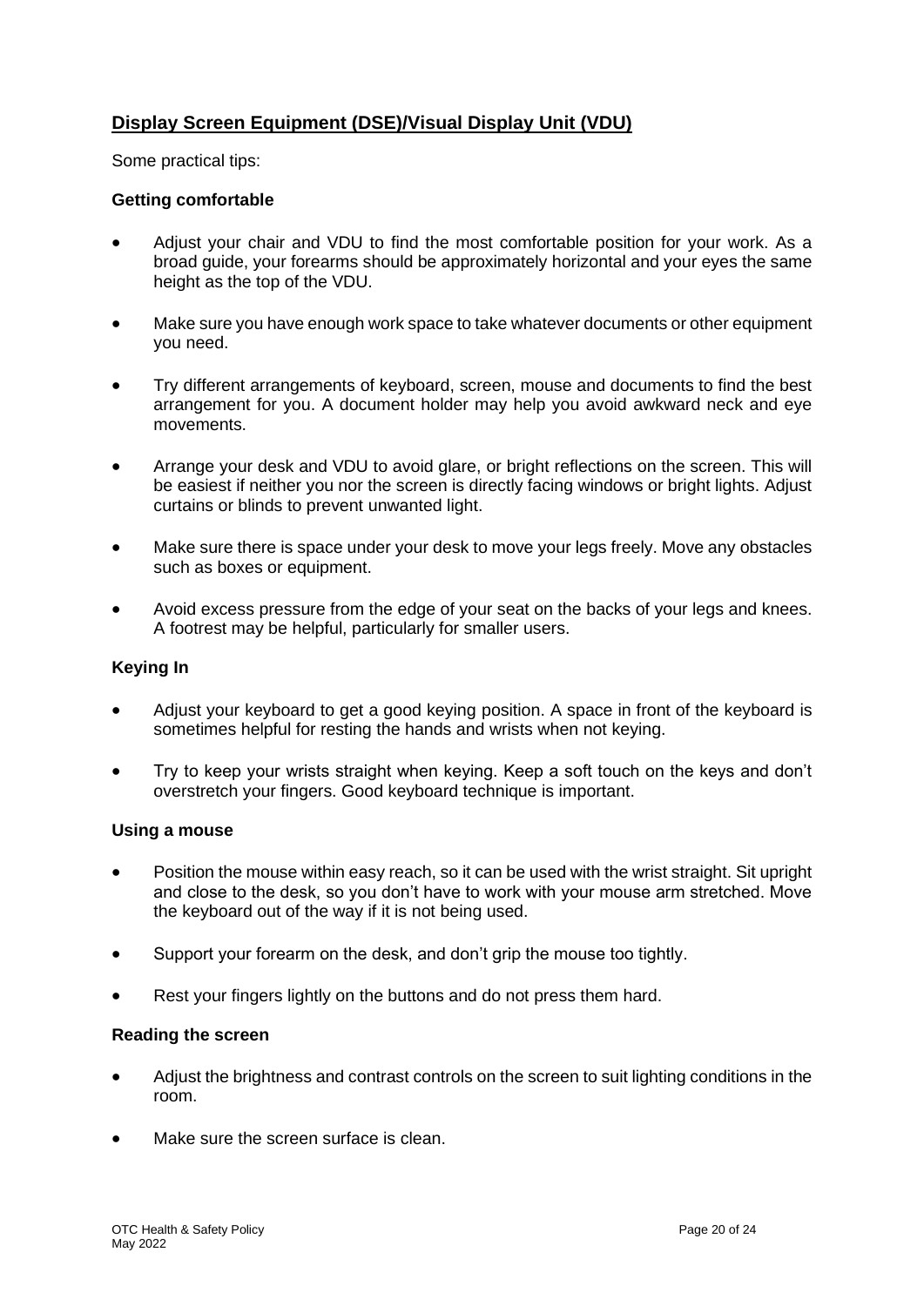## Display Screen Equipment (DSE)/Visual Display Unit (VDU)

Some practical tips:

### Getting comfortable

- Adjust your chair and VDU to find the most comfortable position for your work. As a broad guide, your forearms should be approximately horizontal and your eyes the same height as the top of the VDU.
- Make sure you have enough work space to take whatever documents or other equipment you need.
- Try different arrangements of keyboard, screen, mouse and documents to find the best arrangement for you. A document holder may help you avoid awkward neck and eye movements.
- Arrange your desk and VDU to avoid glare, or bright reflections on the screen. This will be easiest if neither you nor the screen is directly facing windows or bright lights. Adjust curtains or blinds to prevent unwanted light.
- Make sure there is space under your desk to move your legs freely. Move any obstacles such as boxes or equipment.
- Avoid excess pressure from the edge of your seat on the backs of your legs and knees. A footrest may be helpful, particularly for smaller users.

### Keying In

- Adjust your keyboard to get a good keying position. A space in front of the keyboard is sometimes helpful for resting the hands and wrists when not keying.
- Try to keep your wrists straight when keying. Keep a soft touch on the keys and don't overstretch your fingers. Good keyboard technique is important.

### Using a mouse

- Position the mouse within easy reach, so it can be used with the wrist straight. Sit upright and close to the desk, so you don't have to work with your mouse arm stretched. Move the keyboard out of the way if it is not being used.
- Support your forearm on the desk, and don't grip the mouse too tightly.
- Rest your fingers lightly on the buttons and do not press them hard.

### Reading the screen

- Adjust the brightness and contrast controls on the screen to suit lighting conditions in the room.
- Make sure the screen surface is clean.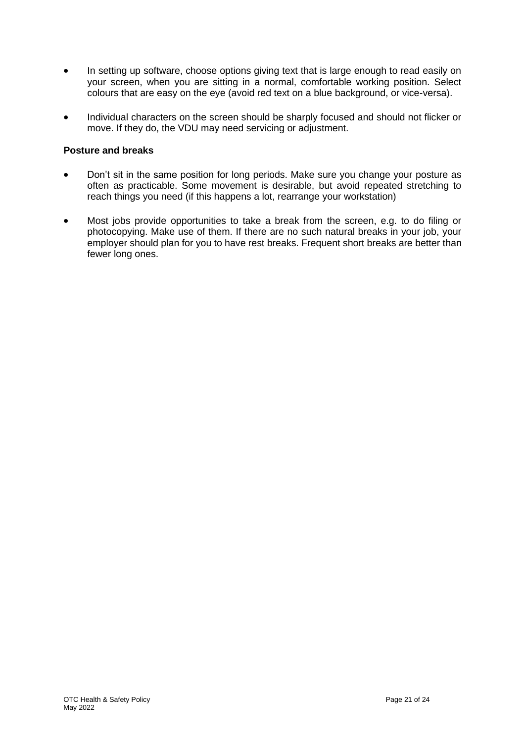- In setting up software, choose options giving text that is large enough to read easily on your screen, when you are sitting in a normal, comfortable working position. Select colours that are easy on the eye (avoid red text on a blue background, or vice-versa).

- Individual characters on the screen should be sharply focused and should not flicker or move. If they do, the VDU may need servicing or adjustment.

**Posture and breaks**

- Don't sit in the same position for long periods. Make sure you change your posture as often as practicable. Some movement is desirable, but avoid repeated stretching to reach things you need (if this happens a lot, rearrange your workstation)

- Most jobs provide opportunities to take a break from the screen, e.g. to do filing or photocopying. Make use of them. If there are no such natural breaks in your job, your employer should plan for you to have rest breaks. Frequent short breaks are better than fewer long ones.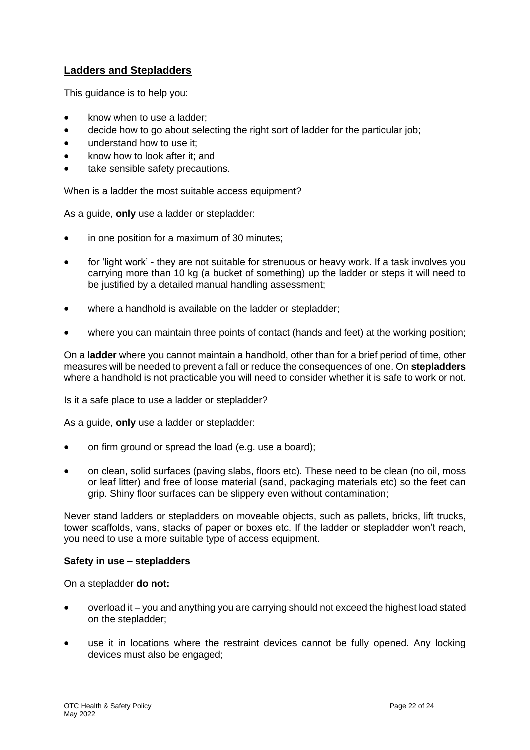## Ladders and Stepladders

This guidance is to help you:

- know when to use a ladder;
- decide how to go about selecting the right sort of ladder for the particular job;
- understand how to use it;
- know how to look after it; and
- take sensible safety precautions.

When is a ladder the most suitable access equipment?

As a guide, **only** use a ladder or stepladder:

- in one position for a maximum of 30 minutes;
- for 'light work' - they are not suitable for strenuous or heavy work. If a task involves you carrying more than 10 kg (a bucket of something) up the ladder or steps it will need to be justified by a detailed manual handling assessment;
- where a handhold is available on the ladder or stepladder;
- where you can maintain three points of contact (hands and feet) at the working position;

On a **ladder** where you cannot maintain a handhold, other than for a brief period of time, other measures will be needed to prevent a fall or reduce the consequences of one. On **stepladders** where a handhold is not practicable you will need to consider whether it is safe to work or not.

Is it a safe place to use a ladder or stepladder?

As a guide, **only** use a ladder or stepladder:

- on firm ground or spread the load (e.g. use a board);
- on clean, solid surfaces (paving slabs, floors etc). These need to be clean (no oil, moss or leaf litter) and free of loose material (sand, packaging materials etc) so the feet can grip. Shiny floor surfaces can be slippery even without contamination;

Never stand ladders or stepladders on moveable objects, such as pallets, bricks, lift trucks, tower scaffolds, vans, stacks of paper or boxes etc. If the ladder or stepladder won't reach, you need to use a more suitable type of access equipment.

**Safety in use – stepladders**

On a stepladder **do not:**

- overload it – you and anything you are carrying should not exceed the highest load stated on the stepladder;
- use it in locations where the restraint devices cannot be fully opened. Any locking devices must also be engaged;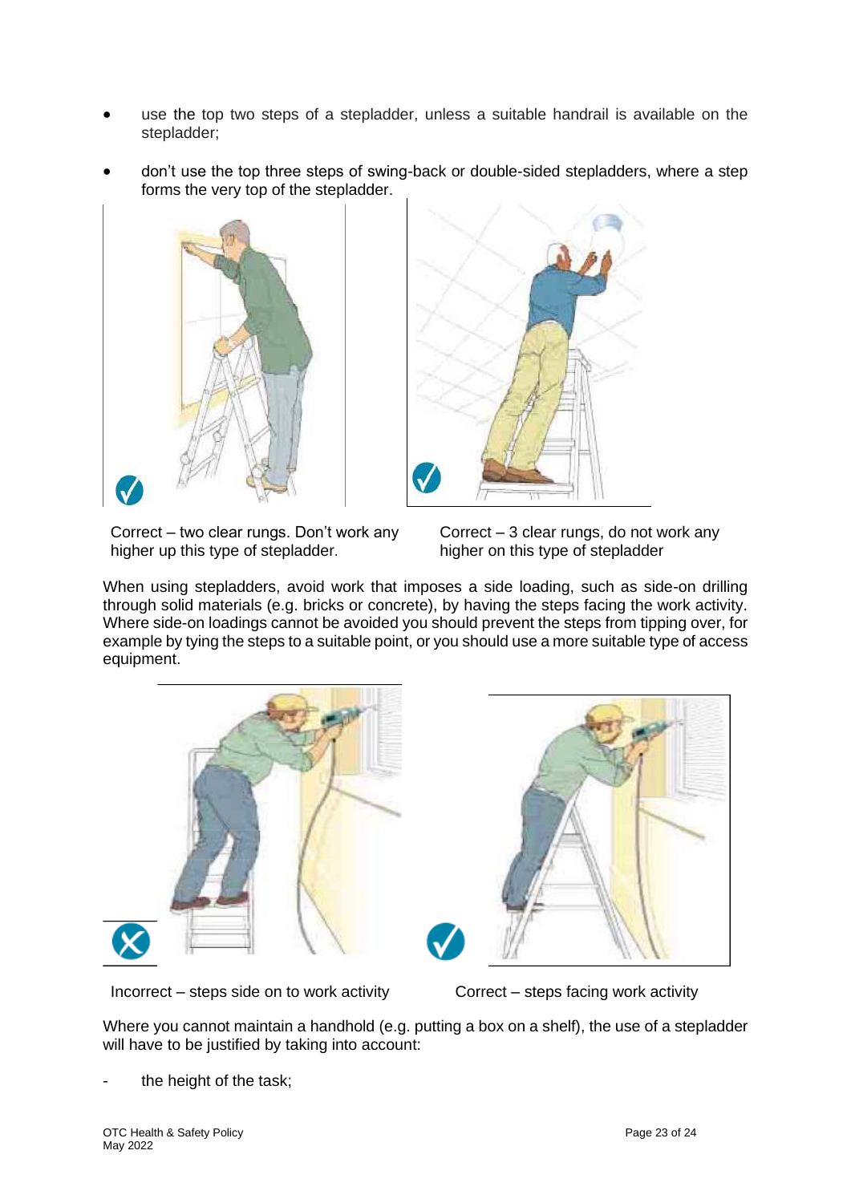- use the top two steps of a stepladder, unless a suitable handrail is available on the stepladder;
- don't use the top three steps of swing-back or double-sided stepladders, where a step forms the very top of the stepladder.

Correct – two clear rungs. Don't work any higher up this type of stepladder.

Correct – 3 clear rungs, do not work any higher on this type of stepladder

When using stepladders, avoid work that imposes a side loading, such as side-on drilling through solid materials (e.g. bricks or concrete), by having the steps facing the work activity. Where side-on loadings cannot be avoided you should prevent the steps from tipping over, for example by tying the steps to a suitable point, or you should use a more suitable type of access equipment.

Incorrect – steps side on to work activity

Correct – steps facing work activity

Where you cannot maintain a handhold (e.g. putting a box on a shelf), the use of a stepladder will have to be justified by taking into account:

- the height of the task;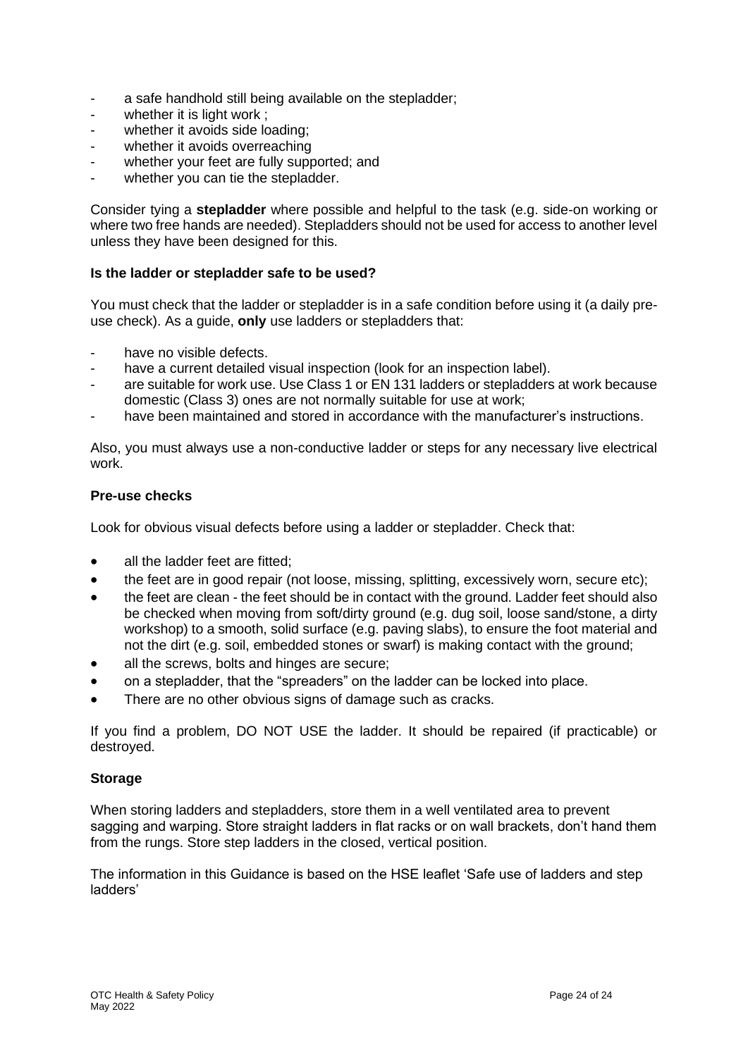- a safe handhold still being available on the stepladder;
- whether it is light work ;
- whether it avoids side loading;
- whether it avoids overreaching
- whether your feet are fully supported; and
- whether you can tie the stepladder.

Consider tying a **stepladder** where possible and helpful to the task (e.g. side-on working or where two free hands are needed). Stepladders should not be used for access to another level unless they have been designed for this.

**Is the ladder or stepladder safe to be used?**

You must check that the ladder or stepladder is in a safe condition before using it (a daily pre-use check). As a guide, **only** use ladders or stepladders that:

- have no visible defects.
- have a current detailed visual inspection (look for an inspection label).
- are suitable for work use. Use Class 1 or EN 131 ladders or stepladders at work because domestic (Class 3) ones are not normally suitable for use at work;
- have been maintained and stored in accordance with the manufacturer's instructions.

Also, you must always use a non-conductive ladder or steps for any necessary live electrical work.

**Pre-use checks**

Look for obvious visual defects before using a ladder or stepladder. Check that:

- all the ladder feet are fitted;
- the feet are in good repair (not loose, missing, splitting, excessively worn, secure etc);
- the feet are clean - the feet should be in contact with the ground. Ladder feet should also be checked when moving from soft/dirty ground (e.g. dug soil, loose sand/stone, a dirty workshop) to a smooth, solid surface (e.g. paving slabs), to ensure the foot material and not the dirt (e.g. soil, embedded stones or swarf) is making contact with the ground;
- all the screws, bolts and hinges are secure;
- on a stepladder, that the "spreaders" on the ladder can be locked into place.
- There are no other obvious signs of damage such as cracks.

If you find a problem, DO NOT USE the ladder. It should be repaired (if practicable) or destroyed.

**Storage**

When storing ladders and stepladders, store them in a well ventilated area to prevent sagging and warping. Store straight ladders in flat racks or on wall brackets, don't hand them from the rungs. Store step ladders in the closed, vertical position.

The information in this Guidance is based on the HSE leaflet 'Safe use of ladders and step ladders'